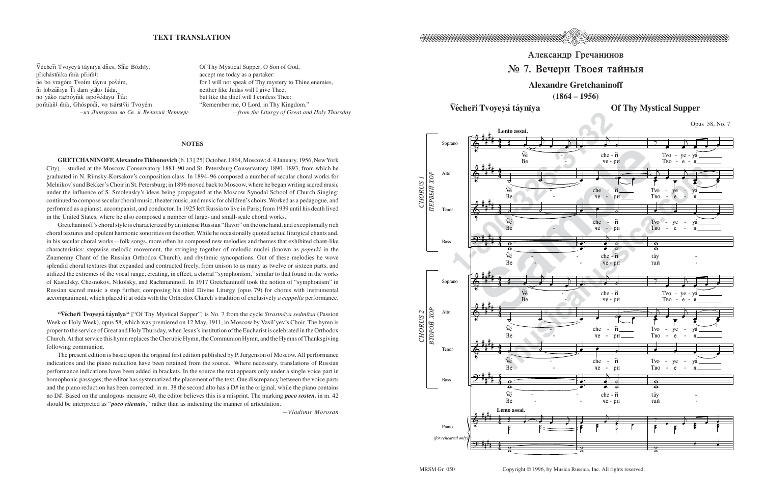## TEXT TRANSLATION

Ṽécheri̋ Tvoyeyá táynïya dñes, Sñe Bózhïy,
přichástñika ñía přiiñí:
ñe bo vragóm Tvoím táynu pověm,
ñi lobzáñiya Ti dam yáko Iúda,
no yáko razbóyñik ispovédayu Tia:
pomñáñí ñia, Ghóspodi, vo tsárstvii Tvoyém.
*—из Литургии во Св. и Великий Четверг*

Of Thy Mystical Supper, O Son of God,
accept me today as a partaker:
for I will not speak of Thy mystery to Thine enemies,
neither like Judas will I give Thee,
but like the thief will I confess Thee:
"Remember me, O Lord, in Thy Kingdom."
*—from the Liturgy of Great and Holy Thursday*

## NOTES

**GRETCHANINOFF, Alexandre Tikhonovich** (b. 13 [25] October, 1864, Moscow; d. 4 January, 1956, New York City) —studied at the Moscow Conservatory 1881–90 and St. Petersburg Conservatory 1890–1893, from which he graduated in N. Rimsky-Korsakov's composition class. In 1894–96 composed a number of secular choral works for Melnikov's and Bekker's Choir in St. Petersburg; in 1896 moved back to Moscow, where he began writing sacred music under the influence of S. Smolensky's ideas being propagated at the Moscow Synodal School of Church Singing; continued to compose secular choral music, theater music, and music for children's choirs. Worked as a pedagogue, and performed as a pianist, accompanist, and conductor. In 1925 left Russia to live in Paris; from 1939 until his death lived in the United States, where he also composed a number of large- and small-scale choral works.

Gretchaninoff's choral style is characterized by an intense Russian "flavor" on the one hand, and exceptionally rich choral textures and opulent harmonic sonorities on the other. While he occasionally quoted actual liturgical chants and, in his secular choral works—folk songs, more often he composed new melodies and themes that exhibited chant-like characteristics: stepwise melodic movement, the stringing together of melodic nuclei (known as *popevki* in the Znamenny Chant of the Russian Orthodox Church), and rhythmic syncopations. Out of these melodies he wove splendid choral textures that expanded and contracted freely, from unison to as many as twelve or sixteen parts, and utilized the extremes of the vocal range, creating, in effect, a choral "symphonism," similar to that found in the works of Kastalsky, Chesnokov, Nikolsky, and Rachmaninoff. In 1917 Gretchaninoff took the notion of "symphonism" in Russian sacred music a step further, composing his third Divine Liturgy (opus 79) for chorus with instrumental accompaniment, which placed it at odds with the Orthodox Church's tradition of exclusively *a cappella* performance.

**"Ṽécheri̋ Tvoyeyá táynïya"** ["Of Thy Mystical Supper"] is No. 7 from the cycle *Strastnáya sedmítsa* (Passion Week or Holy Week), opus 58, which was premiered on 12 May, 1911, in Moscow by Vasil'yev's Choir. The hymn is proper to the service of Great and Holy Thursday, when Jesus's institution of the Eucharist is celebrated in the Orthodox Church. At that service this hymn replaces the Cherubic Hymn, the Communion Hymn, and the Hymns of Thanksgiving following communion.

The present edition is based upon the original first edition published by P. Jurgenson of Moscow. All performance indications and the piano reduction have been retained from the source. Where necessary, translations of Russian performance indications have been added in brackets. In the source the text appears only under a single voice part in homophonic passages; the editor has systematized the placement of the text. One discrepancy between the voice parts and the piano reduction has been corrected: in m. 38 the second alto has a D# in the original, while the piano contains no D#. Based on the analogous measure 40, the editor believes this is a misprint. The marking ***poco sosten.*** in m. 42 should be interpreted as "***poco ritenuto***," rather than as indicating the manner of articulation.

*—Vladimir Morosan*

# Александр Гречанинов
## № 7. Вечери Твоея тайныя
## Alexandre Gretchaninoff
**(1864 – 1956)**

**Ṽécheri̋ Tvoyeyá táynïya** — **Of Thy Mystical Supper**

Opus 58, No. 7

Copyright © 1996, by Musica Russica, Inc. All rights reserved.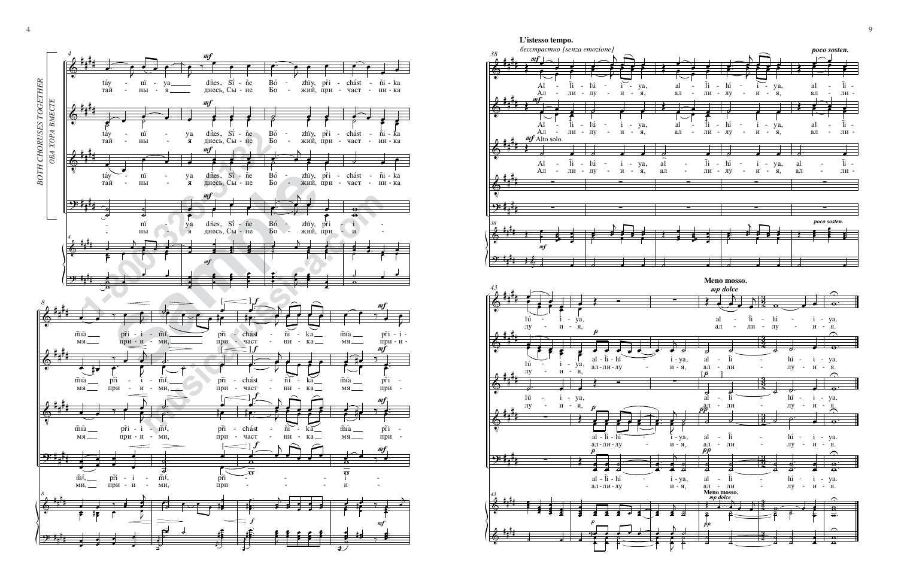BOTH CHORUSES TOGETHER

ОБА ХОРА ВМЕСТЕ

táy - nï - ya dñes, Sï - ñe Bó - zhïy, prï - chást - ñi - ka

тай - ны - я днесь, Сы - не Бо - жий, при - част - ни - ка

ñïa prï - i - mï, prï - chást - ñi - ka ñïa prï - i -

мя при - и - ми, при - част - ни - ка мя при - и -

**L'istesso tempo.**

*бесстрастно [senza emozione]*

Al - li - lú - i - ya, al - li - lú - i - ya, al - li -

Ал - ли - лу - и - я, ал - ли - лу - и - я, ал - ли -

Alto solo.

*poco sosten.*

lú - i - ya, al - li - lú - i - ya.

лу - и - я, ал - ли - лу - и - я.

**Meno mosso.**

*mp dolce*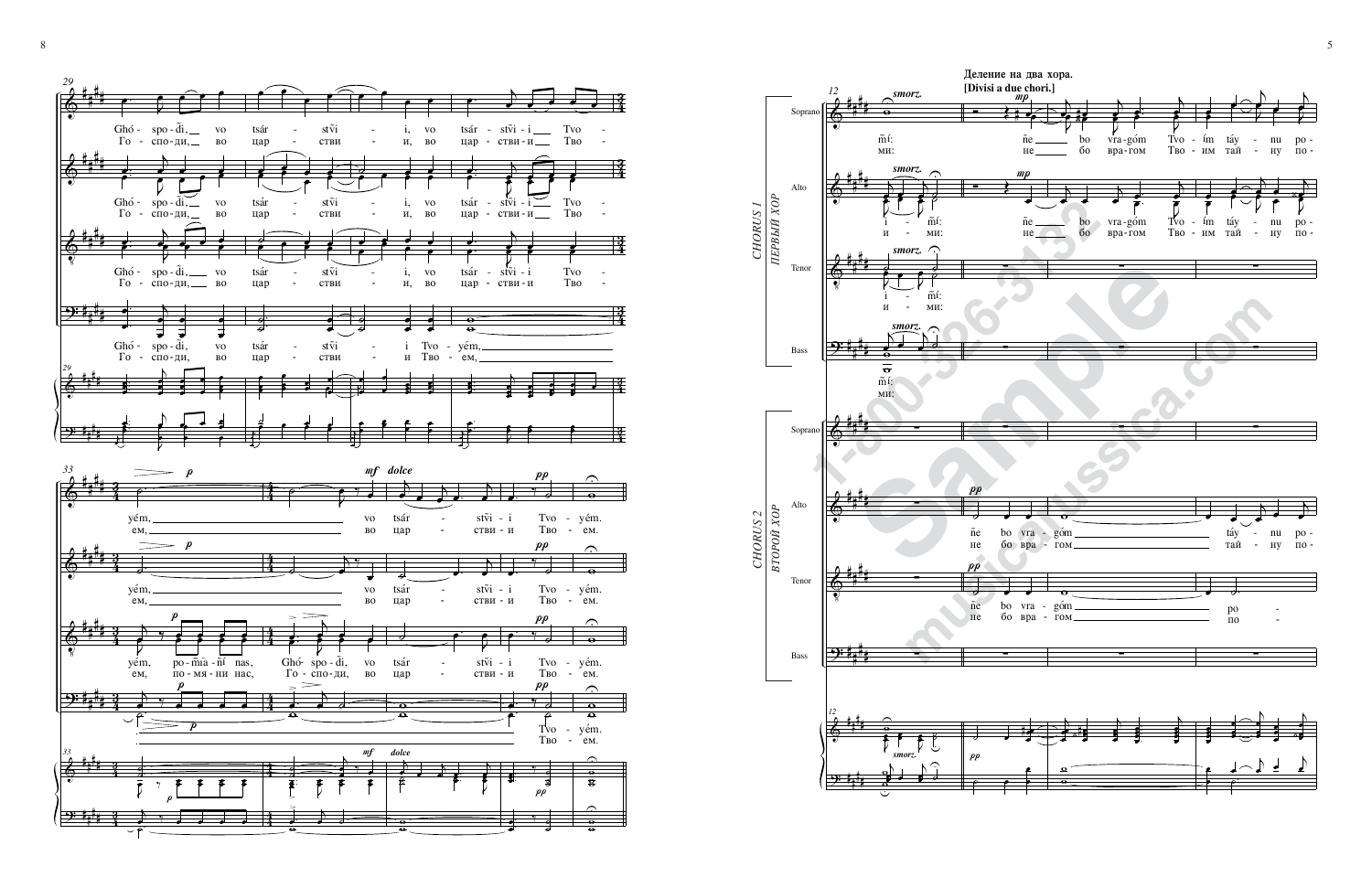Деление на два хора.
[Divisi a due chori.]

CHORUS 1 — ПЕРВЫЙ ХОР

CHORUS 2 — ВТОРОЙ ХОР

Ghó - spo - di, vo tsár - stvi - i, vo tsár - stvi - i Tvo -
Го - спо - ди, во цар - стви - и, во цар - стви - и Тво -

Ghó - spo - di, vo tsár - stvi - i Tvo - yém,
Го - спо - ди, во цар - стви - и Тво - ем,

yém, vo tsár - stvi - i Tvo - yém.
ем, во цар - стви - и Тво - ем.

yém, po - mia - ni nas, Ghó - spo - di, vo tsár - stvi - i Tvo - yém.
ем, по - мя - ни нас, Го - спо - ди, во цар - стви - и Тво - ем.

mi: ñe bo vra - góm Tvo - ím táy - nu po -
ми: не бо вра - гом Тво - им тай - ну по -

i - mi:
и - ми:

ñe bo vra - góm táy - nu po -
не бо вра - гом тай - ну по -

ñe bo vra - góm po -
не бо вра - гом по -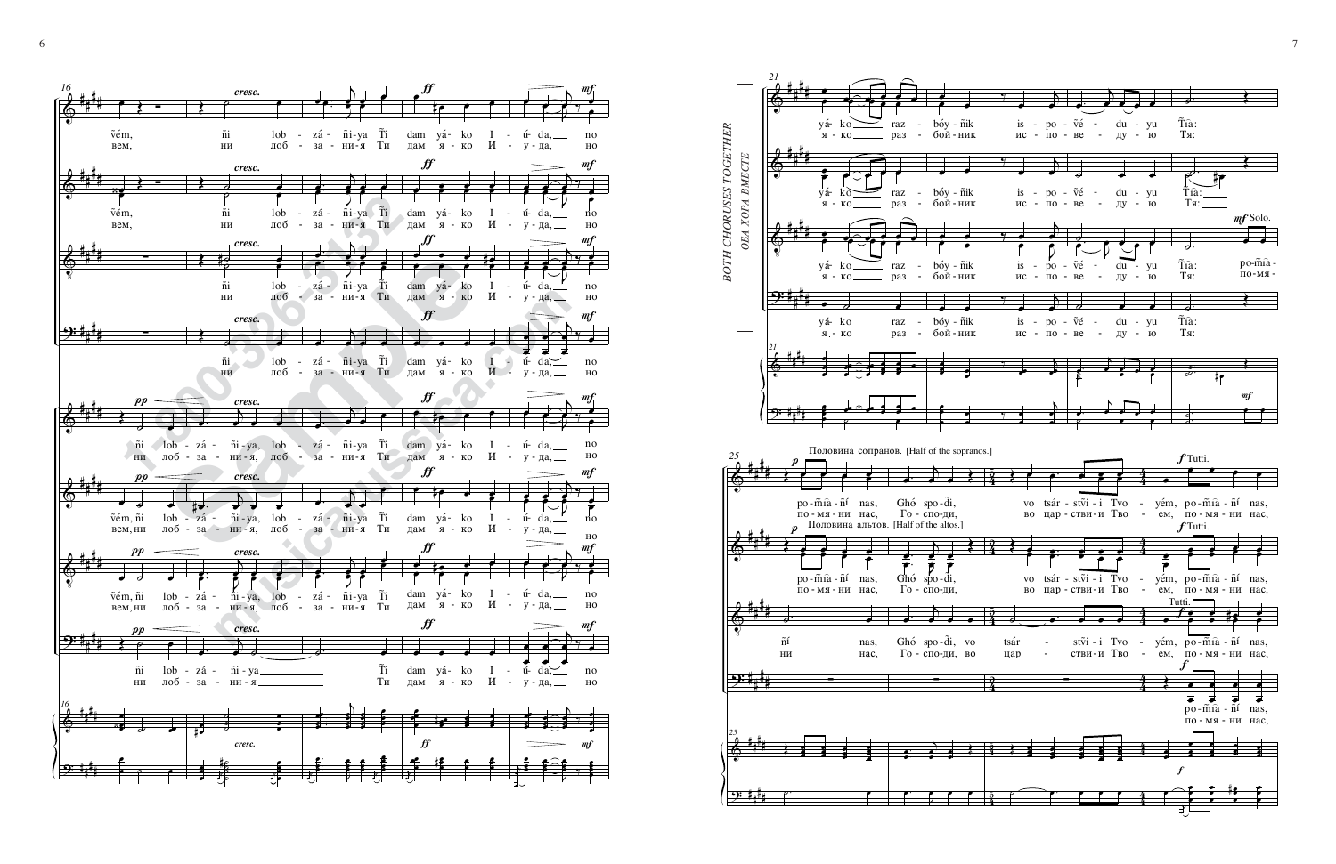BOTH CHORUSES TOGETHER

ОБА ХОРА ВМЕСТЕ

Половина сопранов. [Half of the sopranos.]

Половина альтов. [Half of the altos.]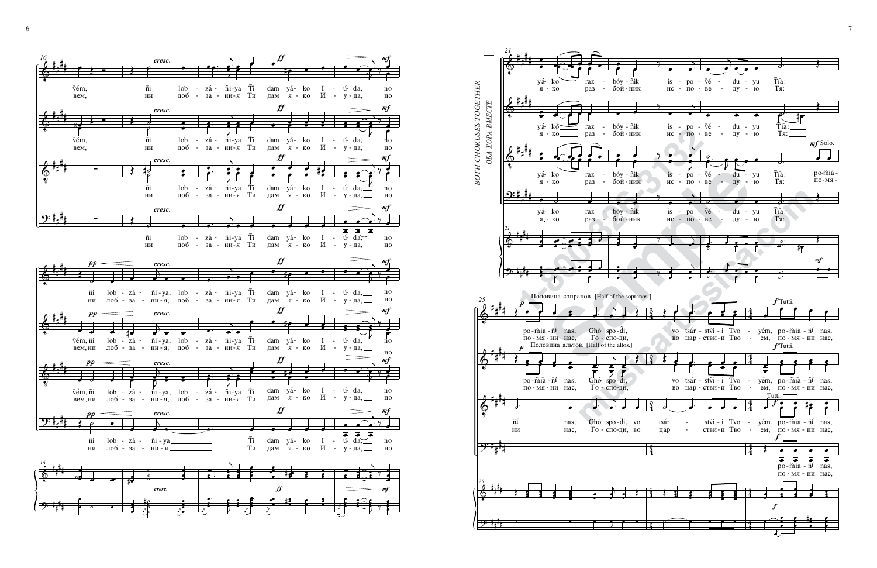**BOTH CHORUSES TOGETHER**
**ОБА ХОРА ВМЕСТЕ**

ṽém, ñi lob - zá - ñi-ya Ţi dam yá - ko I - ú - da, po
вем, ни лоб - за - ни-я Ти дам я - ко И - у - да, но

ñi lob - zá - ñi-ya, lob - zá - ñi-ya Ţi dam yá - ko I - ú - da, po
ни лоб - за - ни-я, лоб - за - ни-я Ти дам я - ко И - у - да, но

yá - ko raz - bóy - ñik is - po - ṽé - du - yu Ţia:
я - ко раз - бой - ник ис - по - ве - ду - ю Тя:

*mf* Solo. po - m̃ia -
по - мя -

Половина сопранов. [Half of the sopranos.]

po - m̃ia - ñí nas, Ghó - spo - di, vo tsár - stṽi - i Tvo - yém, po - m̃ia - ñí nas,
по - мя - ни нас, Го - спо - ди, во цар - стви - и Тво - ем, по - мя - ни нас,

Половина альтов. [Half of the altos.]

*f* Tutti.

ñí nas, Ghó spo - di, vo tsár - stṽi - i Tvo - yém, po - m̃ia - ñí nas,
ни нас, Го - спо - ди, во цар - стви - и Тво - ем, по - мя - ни нас,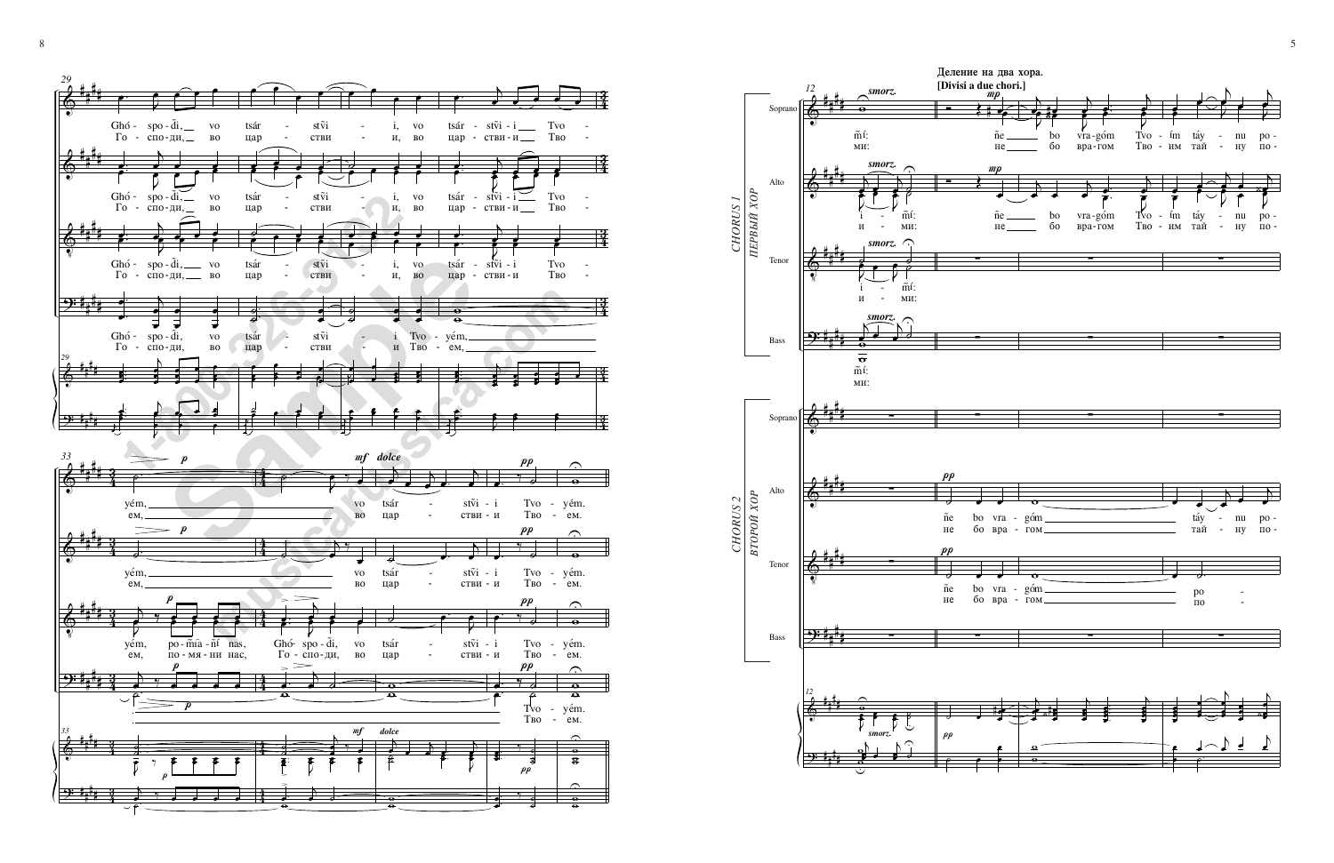Деление на два хора.
[Divisi a due chori.]

CHORUS 1
ПЕРВЫЙ ХОР

CHORUS 2
ВТОРОЙ ХОР

Ghó - spo - di, vo tsár - stvi - i, vo tsár - stvi - i Tvo - yém,
Го - спо - ди, во цар - стви - и, во цар - стви - и Тво - ем,

po - mi̇a - ni̇ nas, Ghó - spo - di, vo tsár - stvi - i Tvo - yém.
по - мя - ни нас, Го - спо - ди, во цар - стви - и Тво - ем.

i - mi̇:
и - ми:

ñe bo vra - góm Tvo - ím táy - nu po -
не бо вра - гом Тво - им тай - ну по -